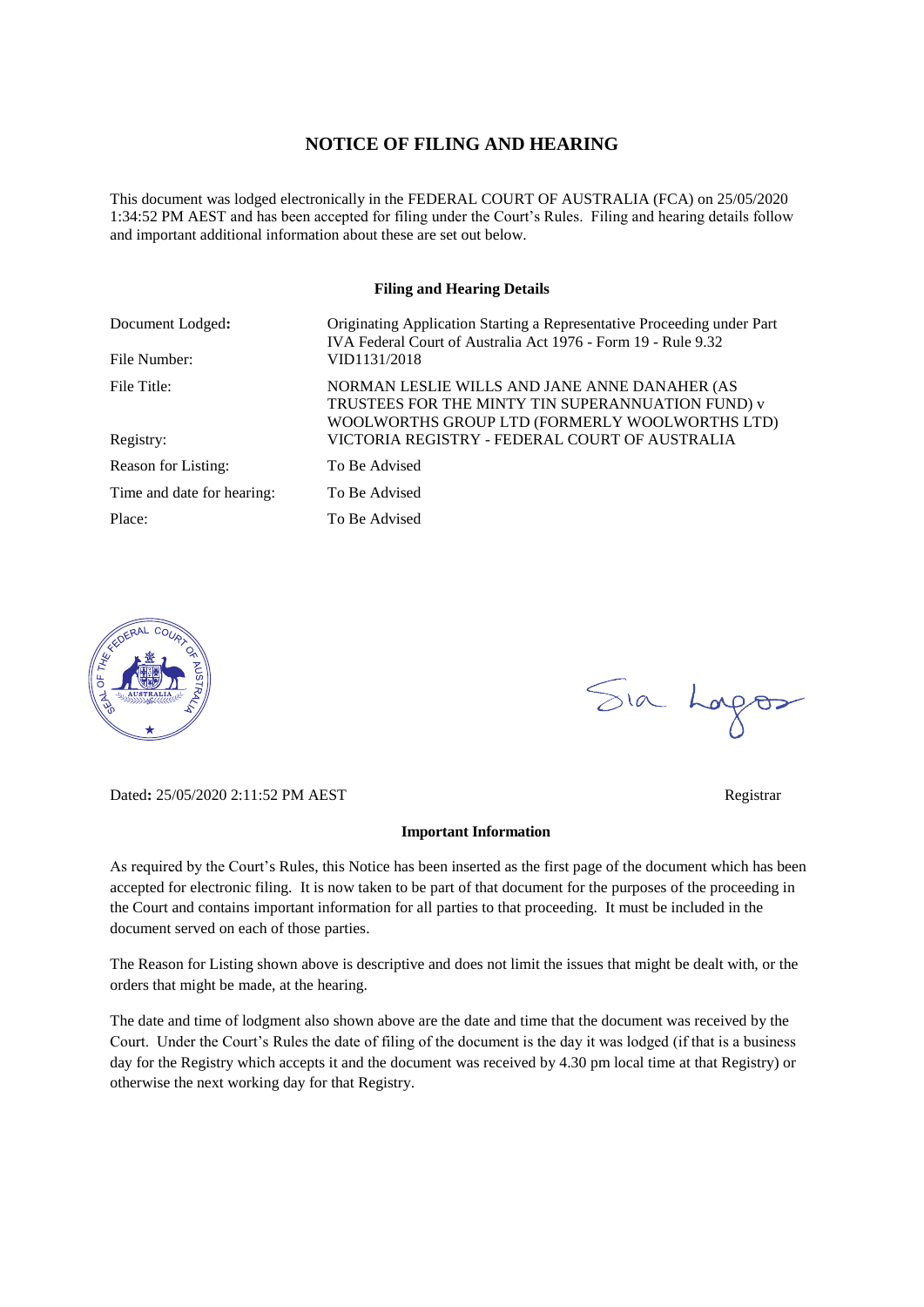# NOTICE OF FILING AND HEARING

This document was lodged electronically in the FEDERAL COURT OF AUSTRALIA (FCA) on 25/05/2020 1:34:52 PM AEST and has been accepted for filing under the Court's Rules. Filing and hearing details follow and important additional information about these are set out below.

### Filing and Hearing Details

| | |
|---|---|
| Document Lodged: | Originating Application Starting a Representative Proceeding under Part IVA Federal Court of Australia Act 1976 - Form 19 - Rule 9.32 |
| File Number: | VID1131/2018 |
| File Title: | NORMAN LESLIE WILLS AND JANE ANNE DANAHER (AS TRUSTEES FOR THE MINTY TIN SUPERANNUATION FUND) v WOOLWORTHS GROUP LTD (FORMERLY WOOLWORTHS LTD) |
| Registry: | VICTORIA REGISTRY - FEDERAL COURT OF AUSTRALIA |
| Reason for Listing: | To Be Advised |
| Time and date for hearing: | To Be Advised |
| Place: | To Be Advised |

Dated: 25/05/2020 2:11:52 PM AEST

Registrar

### Important Information

As required by the Court's Rules, this Notice has been inserted as the first page of the document which has been accepted for electronic filing. It is now taken to be part of that document for the purposes of the proceeding in the Court and contains important information for all parties to that proceeding. It must be included in the document served on each of those parties.

The Reason for Listing shown above is descriptive and does not limit the issues that might be dealt with, or the orders that might be made, at the hearing.

The date and time of lodgment also shown above are the date and time that the document was received by the Court. Under the Court's Rules the date of filing of the document is the day it was lodged (if that is a business day for the Registry which accepts it and the document was received by 4.30 pm local time at that Registry) or otherwise the next working day for that Registry.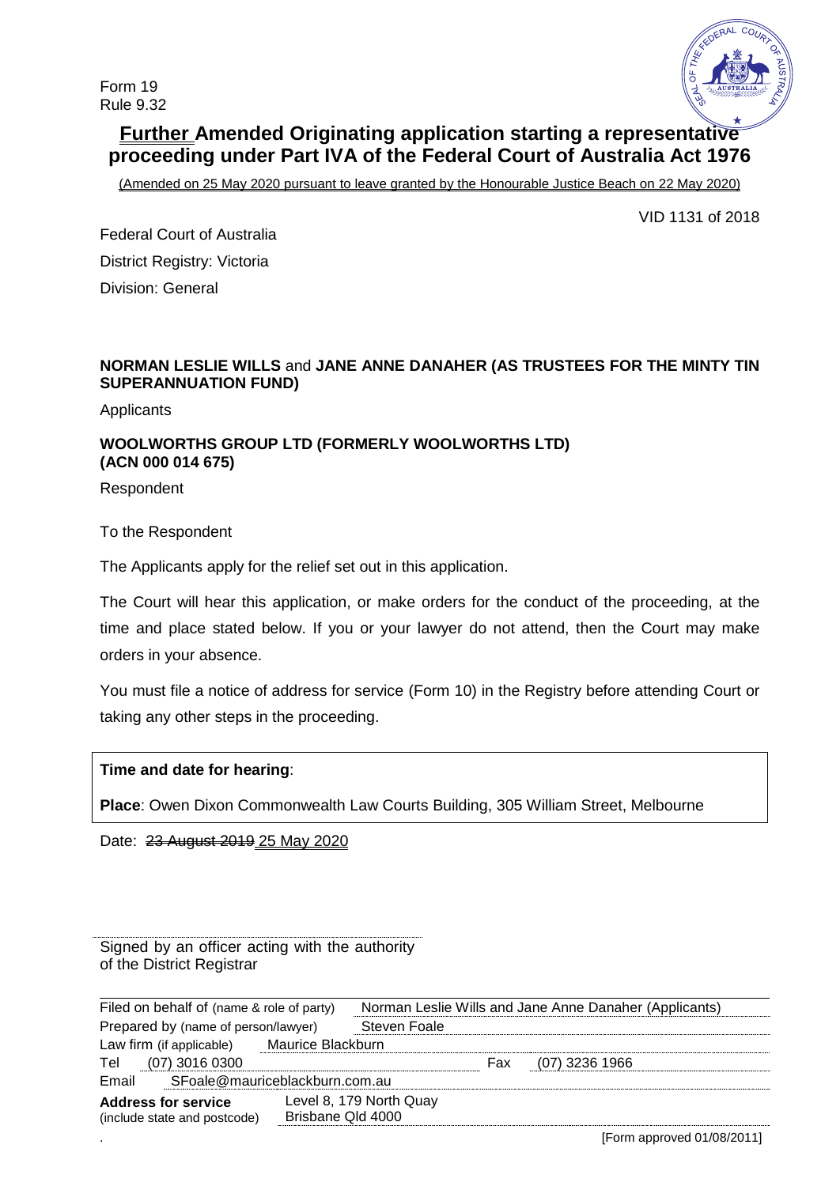Form 19
Rule 9.32

# <u>Further</u> Amended Originating application starting a representative proceeding under Part IVA of the Federal Court of Australia Act 1976

<u>(Amended on 25 May 2020 pursuant to leave granted by the Honourable Justice Beach on 22 May 2020)</u>

VID 1131 of 2018

Federal Court of Australia
District Registry: Victoria
Division: General

**NORMAN LESLIE WILLS** and **JANE ANNE DANAHER (AS TRUSTEES FOR THE MINTY TIN SUPERANNUATION FUND)**

Applicants

**WOOLWORTHS GROUP LTD (FORMERLY WOOLWORTHS LTD) (ACN 000 014 675)**

Respondent

To the Respondent

The Applicants apply for the relief set out in this application.

The Court will hear this application, or make orders for the conduct of the proceeding, at the time and place stated below. If you or your lawyer do not attend, then the Court may make orders in your absence.

You must file a notice of address for service (Form 10) in the Registry before attending Court or taking any other steps in the proceeding.

**Time and date for hearing**:

**Place**: Owen Dixon Commonwealth Law Courts Building, 305 William Street, Melbourne

Date: ~~23 August 2019~~ <u>25 May 2020</u>

Signed by an officer acting with the authority of the District Registrar

| | | | |
|---|---|---|---|
| Filed on behalf of (name & role of party) | Norman Leslie Wills and Jane Anne Danaher (Applicants) | | |
| Prepared by (name of person/lawyer) | Steven Foale | | |
| Law firm (if applicable) | Maurice Blackburn | | |
| Tel | (07) 3016 0300 | Fax | (07) 3236 1966 |
| Email | SFoale@mauriceblackburn.com.au | | |
| **Address for service** (include state and postcode) | Level 8, 179 North Quay Brisbane Qld 4000 | | |

[Form approved 01/08/2011]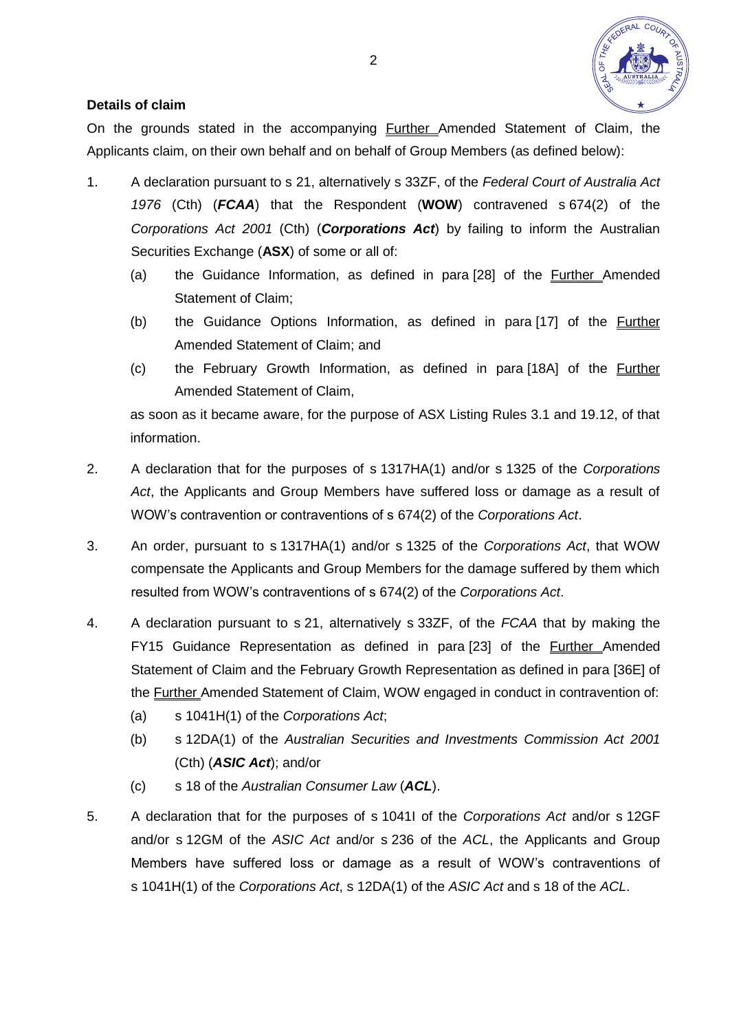**Details of claim**

On the grounds stated in the accompanying Further Amended Statement of Claim, the Applicants claim, on their own behalf and on behalf of Group Members (as defined below):

1. A declaration pursuant to s 21, alternatively s 33ZF, of the *Federal Court of Australia Act 1976* (Cth) (***FCAA***) that the Respondent (**WOW**) contravened s 674(2) of the *Corporations Act 2001* (Cth) (***Corporations Act***) by failing to inform the Australian Securities Exchange (**ASX**) of some or all of:

   (a) the Guidance Information, as defined in para [28] of the Further Amended Statement of Claim;

   (b) the Guidance Options Information, as defined in para [17] of the Further Amended Statement of Claim; and

   (c) the February Growth Information, as defined in para [18A] of the Further Amended Statement of Claim,

   as soon as it became aware, for the purpose of ASX Listing Rules 3.1 and 19.12, of that information.

2. A declaration that for the purposes of s 1317HA(1) and/or s 1325 of the *Corporations Act*, the Applicants and Group Members have suffered loss or damage as a result of WOW's contravention or contraventions of s 674(2) of the *Corporations Act*.

3. An order, pursuant to s 1317HA(1) and/or s 1325 of the *Corporations Act*, that WOW compensate the Applicants and Group Members for the damage suffered by them which resulted from WOW's contraventions of s 674(2) of the *Corporations Act*.

4. A declaration pursuant to s 21, alternatively s 33ZF, of the *FCAA* that by making the FY15 Guidance Representation as defined in para [23] of the Further Amended Statement of Claim and the February Growth Representation as defined in para [36E] of the Further Amended Statement of Claim, WOW engaged in conduct in contravention of:

   (a) s 1041H(1) of the *Corporations Act*;

   (b) s 12DA(1) of the *Australian Securities and Investments Commission Act 2001* (Cth) (***ASIC Act***); and/or

   (c) s 18 of the *Australian Consumer Law* (***ACL***).

5. A declaration that for the purposes of s 1041I of the *Corporations Act* and/or s 12GF and/or s 12GM of the *ASIC Act* and/or s 236 of the *ACL*, the Applicants and Group Members have suffered loss or damage as a result of WOW's contraventions of s 1041H(1) of the *Corporations Act*, s 12DA(1) of the *ASIC Act* and s 18 of the *ACL*.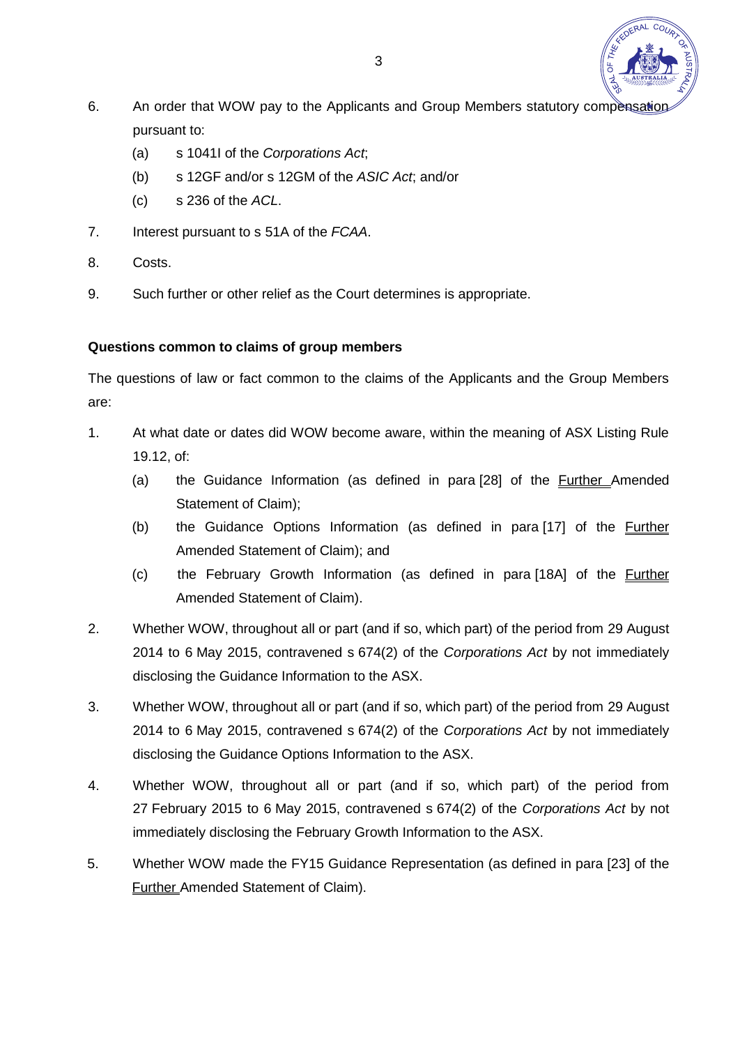6. An order that WOW pay to the Applicants and Group Members statutory compensation pursuant to:

   (a) s 1041I of the *Corporations Act*;

   (b) s 12GF and/or s 12GM of the *ASIC Act*; and/or

   (c) s 236 of the *ACL*.

7. Interest pursuant to s 51A of the *FCAA*.

8. Costs.

9. Such further or other relief as the Court determines is appropriate.

**Questions common to claims of group members**

The questions of law or fact common to the claims of the Applicants and the Group Members are:

1. At what date or dates did WOW become aware, within the meaning of ASX Listing Rule 19.12, of:

   (a) the Guidance Information (as defined in para [28] of the Further Amended Statement of Claim);

   (b) the Guidance Options Information (as defined in para [17] of the Further Amended Statement of Claim); and

   (c) the February Growth Information (as defined in para [18A] of the Further Amended Statement of Claim).

2. Whether WOW, throughout all or part (and if so, which part) of the period from 29 August 2014 to 6 May 2015, contravened s 674(2) of the *Corporations Act* by not immediately disclosing the Guidance Information to the ASX.

3. Whether WOW, throughout all or part (and if so, which part) of the period from 29 August 2014 to 6 May 2015, contravened s 674(2) of the *Corporations Act* by not immediately disclosing the Guidance Options Information to the ASX.

4. Whether WOW, throughout all or part (and if so, which part) of the period from 27 February 2015 to 6 May 2015, contravened s 674(2) of the *Corporations Act* by not immediately disclosing the February Growth Information to the ASX.

5. Whether WOW made the FY15 Guidance Representation (as defined in para [23] of the Further Amended Statement of Claim).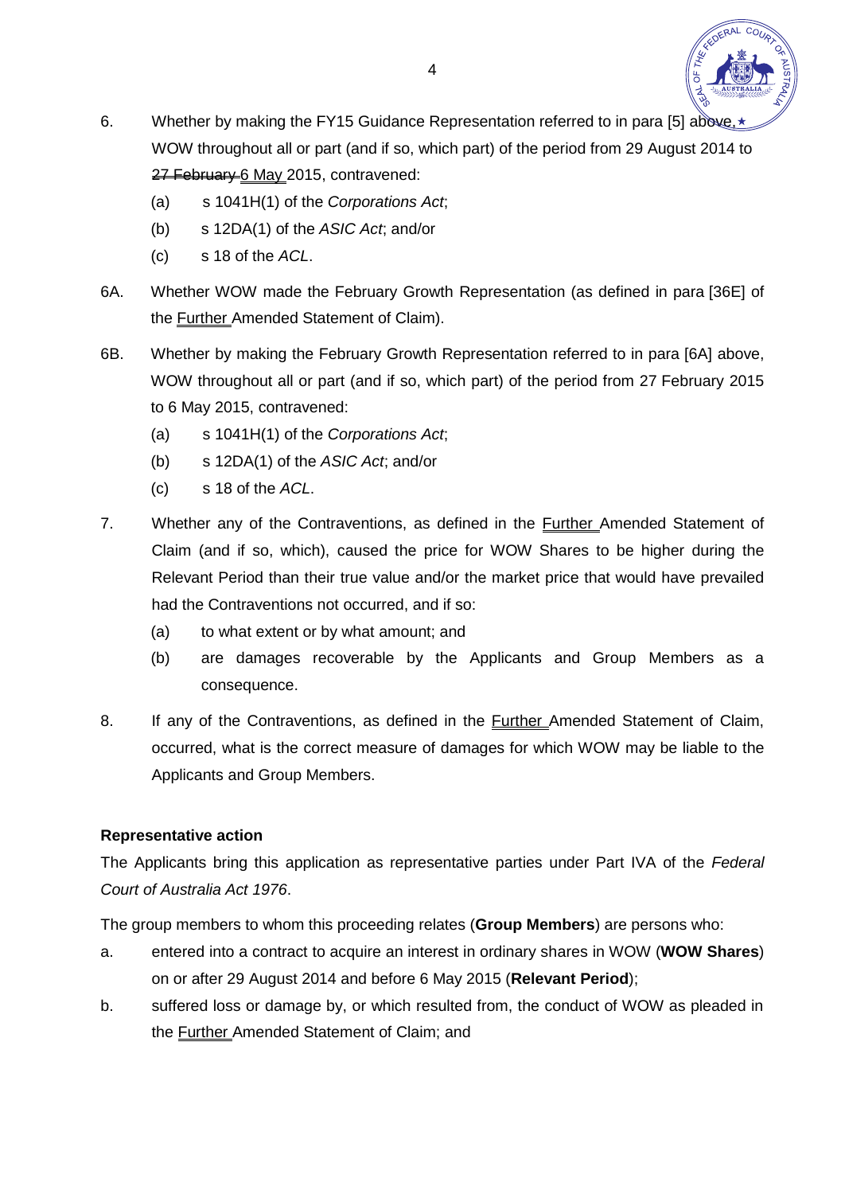6. Whether by making the FY15 Guidance Representation referred to in para [5] above, WOW throughout all or part (and if so, which part) of the period from 29 August 2014 to ~~27 February~~ <u>6 May</u> 2015, contravened:

   (a) s 1041H(1) of the *Corporations Act*;

   (b) s 12DA(1) of the *ASIC Act*; and/or

   (c) s 18 of the *ACL*.

6A. Whether WOW made the February Growth Representation (as defined in para [36E] of the <u>Further</u> Amended Statement of Claim).

6B. Whether by making the February Growth Representation referred to in para [6A] above, WOW throughout all or part (and if so, which part) of the period from 27 February 2015 to 6 May 2015, contravened:

   (a) s 1041H(1) of the *Corporations Act*;

   (b) s 12DA(1) of the *ASIC Act*; and/or

   (c) s 18 of the *ACL*.

7. Whether any of the Contraventions, as defined in the <u>Further</u> Amended Statement of Claim (and if so, which), caused the price for WOW Shares to be higher during the Relevant Period than their true value and/or the market price that would have prevailed had the Contraventions not occurred, and if so:

   (a) to what extent or by what amount; and

   (b) are damages recoverable by the Applicants and Group Members as a consequence.

8. If any of the Contraventions, as defined in the <u>Further</u> Amended Statement of Claim, occurred, what is the correct measure of damages for which WOW may be liable to the Applicants and Group Members.

**Representative action**

The Applicants bring this application as representative parties under Part IVA of the *Federal Court of Australia Act 1976*.

The group members to whom this proceeding relates (**Group Members**) are persons who:

a. entered into a contract to acquire an interest in ordinary shares in WOW (**WOW Shares**) on or after 29 August 2014 and before 6 May 2015 (**Relevant Period**);

b. suffered loss or damage by, or which resulted from, the conduct of WOW as pleaded in the <u>Further</u> Amended Statement of Claim; and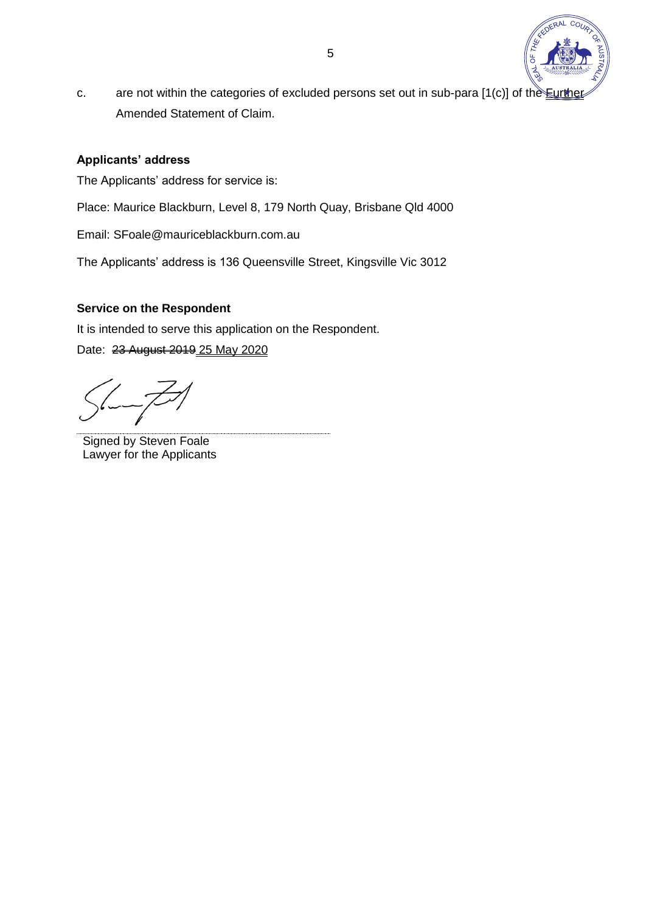c. are not within the categories of excluded persons set out in sub-para [1(c)] of the Further Amended Statement of Claim.

**Applicants' address**

The Applicants' address for service is:

Place: Maurice Blackburn, Level 8, 179 North Quay, Brisbane Qld 4000

Email: SFoale@mauriceblackburn.com.au

The Applicants' address is 136 Queensville Street, Kingsville Vic 3012

**Service on the Respondent**

It is intended to serve this application on the Respondent.

Date: ~~23 August 2019~~ 25 May 2020

Signed by Steven Foale
Lawyer for the Applicants